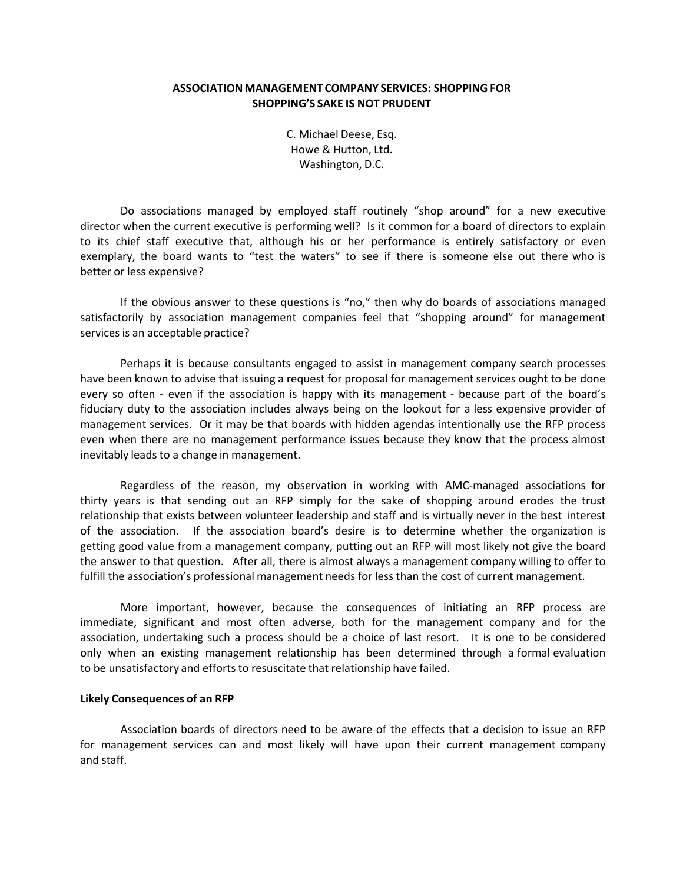# ASSOCIATION MANAGEMENT COMPANY SERVICES: SHOPPING FOR SHOPPING'S SAKE IS NOT PRUDENT

C. Michael Deese, Esq.
Howe & Hutton, Ltd.
Washington, D.C.

Do associations managed by employed staff routinely "shop around" for a new executive director when the current executive is performing well? Is it common for a board of directors to explain to its chief staff executive that, although his or her performance is entirely satisfactory or even exemplary, the board wants to "test the waters" to see if there is someone else out there who is better or less expensive?

If the obvious answer to these questions is "no," then why do boards of associations managed satisfactorily by association management companies feel that "shopping around" for management services is an acceptable practice?

Perhaps it is because consultants engaged to assist in management company search processes have been known to advise that issuing a request for proposal for management services ought to be done every so often - even if the association is happy with its management - because part of the board's fiduciary duty to the association includes always being on the lookout for a less expensive provider of management services. Or it may be that boards with hidden agendas intentionally use the RFP process even when there are no management performance issues because they know that the process almost inevitably leads to a change in management.

Regardless of the reason, my observation in working with AMC-managed associations for thirty years is that sending out an RFP simply for the sake of shopping around erodes the trust relationship that exists between volunteer leadership and staff and is virtually never in the best interest of the association. If the association board's desire is to determine whether the organization is getting good value from a management company, putting out an RFP will most likely not give the board the answer to that question. After all, there is almost always a management company willing to offer to fulfill the association's professional management needs for less than the cost of current management.

More important, however, because the consequences of initiating an RFP process are immediate, significant and most often adverse, both for the management company and for the association, undertaking such a process should be a choice of last resort. It is one to be considered only when an existing management relationship has been determined through a formal evaluation to be unsatisfactory and efforts to resuscitate that relationship have failed.

**Likely Consequences of an RFP**

Association boards of directors need to be aware of the effects that a decision to issue an RFP for management services can and most likely will have upon their current management company and staff.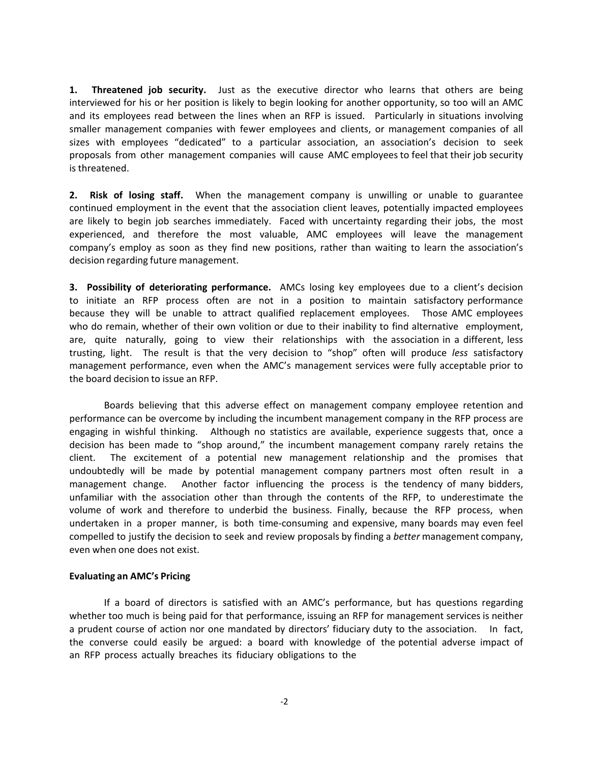**1. Threatened job security.** Just as the executive director who learns that others are being interviewed for his or her position is likely to begin looking for another opportunity, so too will an AMC and its employees read between the lines when an RFP is issued. Particularly in situations involving smaller management companies with fewer employees and clients, or management companies of all sizes with employees "dedicated" to a particular association, an association's decision to seek proposals from other management companies will cause AMC employees to feel that their job security is threatened.

**2. Risk of losing staff.** When the management company is unwilling or unable to guarantee continued employment in the event that the association client leaves, potentially impacted employees are likely to begin job searches immediately. Faced with uncertainty regarding their jobs, the most experienced, and therefore the most valuable, AMC employees will leave the management company's employ as soon as they find new positions, rather than waiting to learn the association's decision regarding future management.

**3. Possibility of deteriorating performance.** AMCs losing key employees due to a client's decision to initiate an RFP process often are not in a position to maintain satisfactory performance because they will be unable to attract qualified replacement employees. Those AMC employees who do remain, whether of their own volition or due to their inability to find alternative employment, are, quite naturally, going to view their relationships with the association in a different, less trusting, light. The result is that the very decision to "shop" often will produce *less* satisfactory management performance, even when the AMC's management services were fully acceptable prior to the board decision to issue an RFP.

Boards believing that this adverse effect on management company employee retention and performance can be overcome by including the incumbent management company in the RFP process are engaging in wishful thinking. Although no statistics are available, experience suggests that, once a decision has been made to "shop around," the incumbent management company rarely retains the client. The excitement of a potential new management relationship and the promises that undoubtedly will be made by potential management company partners most often result in a management change. Another factor influencing the process is the tendency of many bidders, unfamiliar with the association other than through the contents of the RFP, to underestimate the volume of work and therefore to underbid the business. Finally, because the RFP process, when undertaken in a proper manner, is both time-consuming and expensive, many boards may even feel compelled to justify the decision to seek and review proposals by finding a *better* management company, even when one does not exist.

**Evaluating an AMC's Pricing**

If a board of directors is satisfied with an AMC's performance, but has questions regarding whether too much is being paid for that performance, issuing an RFP for management services is neither a prudent course of action nor one mandated by directors' fiduciary duty to the association. In fact, the converse could easily be argued: a board with knowledge of the potential adverse impact of an RFP process actually breaches its fiduciary obligations to the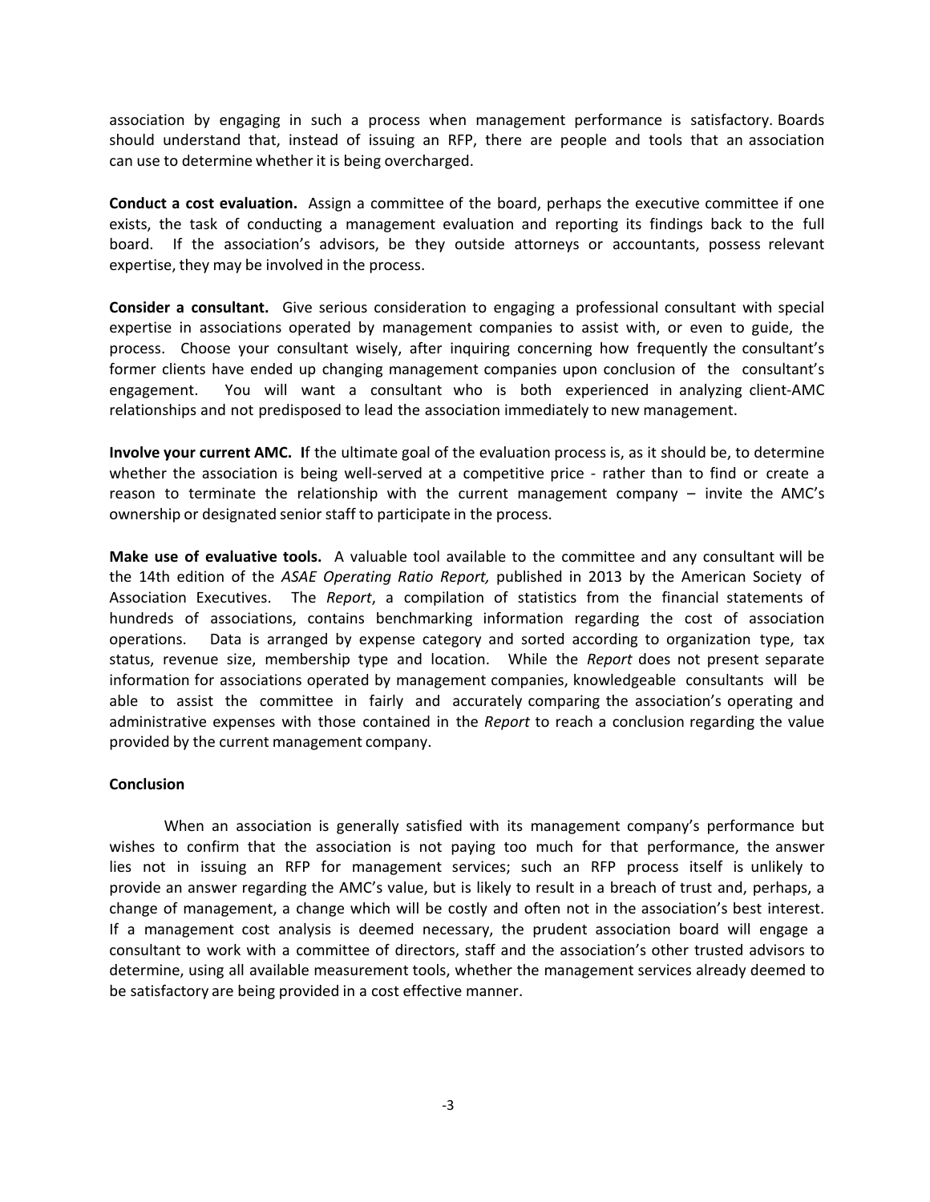association by engaging in such a process when management performance is satisfactory. Boards should understand that, instead of issuing an RFP, there are people and tools that an association can use to determine whether it is being overcharged.

**Conduct a cost evaluation.** Assign a committee of the board, perhaps the executive committee if one exists, the task of conducting a management evaluation and reporting its findings back to the full board. If the association's advisors, be they outside attorneys or accountants, possess relevant expertise, they may be involved in the process.

**Consider a consultant.** Give serious consideration to engaging a professional consultant with special expertise in associations operated by management companies to assist with, or even to guide, the process. Choose your consultant wisely, after inquiring concerning how frequently the consultant's former clients have ended up changing management companies upon conclusion of the consultant's engagement. You will want a consultant who is both experienced in analyzing client-AMC relationships and not predisposed to lead the association immediately to new management.

**Involve your current AMC.** If the ultimate goal of the evaluation process is, as it should be, to determine whether the association is being well-served at a competitive price - rather than to find or create a reason to terminate the relationship with the current management company – invite the AMC's ownership or designated senior staff to participate in the process.

**Make use of evaluative tools.** A valuable tool available to the committee and any consultant will be the 14th edition of the *ASAE Operating Ratio Report,* published in 2013 by the American Society of Association Executives. The *Report*, a compilation of statistics from the financial statements of hundreds of associations, contains benchmarking information regarding the cost of association operations. Data is arranged by expense category and sorted according to organization type, tax status, revenue size, membership type and location. While the *Report* does not present separate information for associations operated by management companies, knowledgeable consultants will be able to assist the committee in fairly and accurately comparing the association's operating and administrative expenses with those contained in the *Report* to reach a conclusion regarding the value provided by the current management company.

**Conclusion**

When an association is generally satisfied with its management company's performance but wishes to confirm that the association is not paying too much for that performance, the answer lies not in issuing an RFP for management services; such an RFP process itself is unlikely to provide an answer regarding the AMC's value, but is likely to result in a breach of trust and, perhaps, a change of management, a change which will be costly and often not in the association's best interest. If a management cost analysis is deemed necessary, the prudent association board will engage a consultant to work with a committee of directors, staff and the association's other trusted advisors to determine, using all available measurement tools, whether the management services already deemed to be satisfactory are being provided in a cost effective manner.